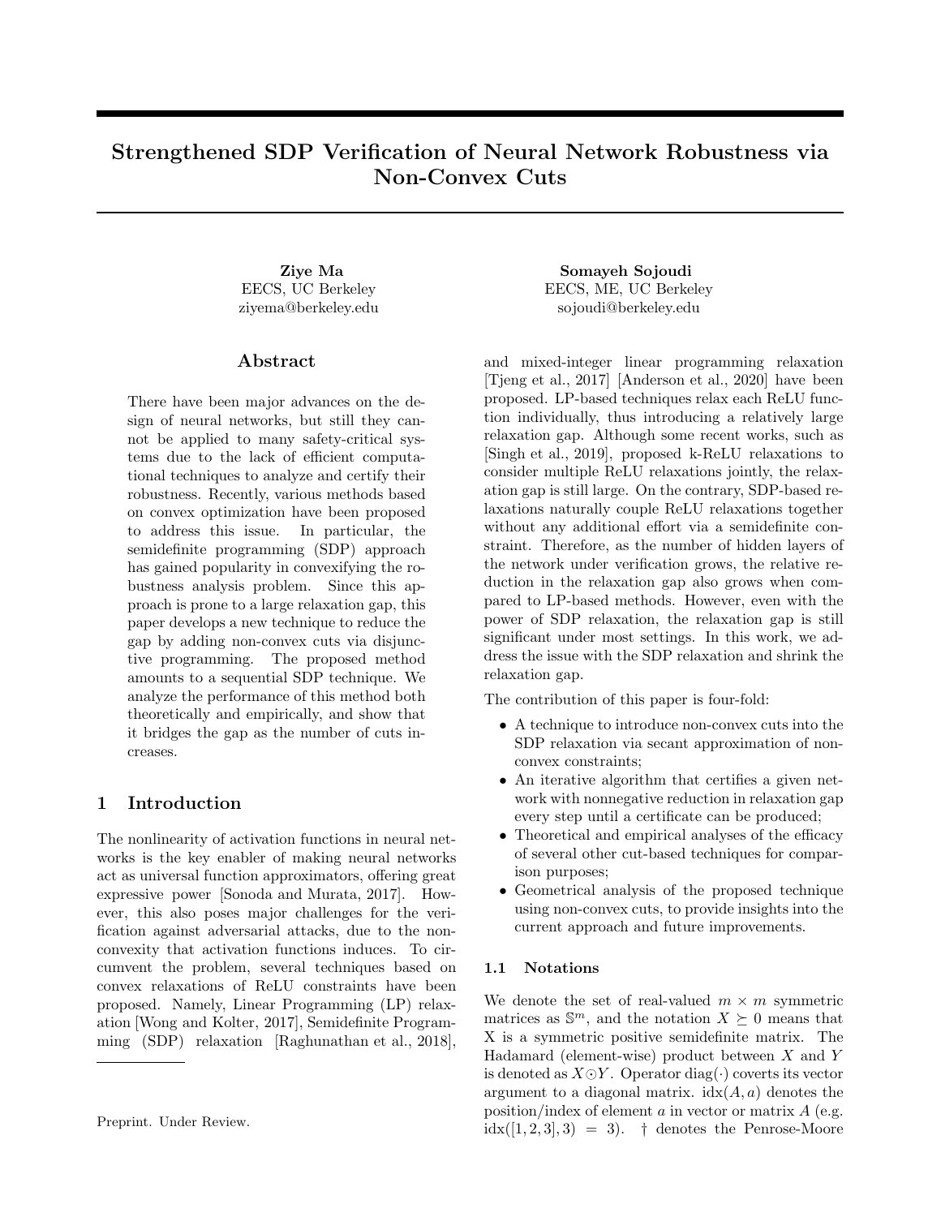# Strengthened SDP Verification of Neural Network Robustness via Non-Convex Cuts

**Ziye Ma**
EECS, UC Berkeley
ziyema@berkeley.edu

**Somayeh Sojoudi**
EECS, ME, UC Berkeley
sojoudi@berkeley.edu

## Abstract

There have been major advances on the design of neural networks, but still they cannot be applied to many safety-critical systems due to the lack of efficient computational techniques to analyze and certify their robustness. Recently, various methods based on convex optimization have been proposed to address this issue. In particular, the semidefinite programming (SDP) approach has gained popularity in convexifying the robustness analysis problem. Since this approach is prone to a large relaxation gap, this paper develops a new technique to reduce the gap by adding non-convex cuts via disjunctive programming. The proposed method amounts to a sequential SDP technique. We analyze the performance of this method both theoretically and empirically, and show that it bridges the gap as the number of cuts increases.

## 1 Introduction

The nonlinearity of activation functions in neural networks is the key enabler of making neural networks act as universal function approximators, offering great expressive power [Sonoda and Murata, 2017]. However, this also poses major challenges for the verification against adversarial attacks, due to the nonconvexity that activation functions induces. To circumvent the problem, several techniques based on convex relaxations of ReLU constraints have been proposed. Namely, Linear Programming (LP) relaxation [Wong and Kolter, 2017], Semidefinite Programming (SDP) relaxation [Raghunathan et al., 2018], and mixed-integer linear programming relaxation [Tjeng et al., 2017] [Anderson et al., 2020] have been proposed. LP-based techniques relax each ReLU function individually, thus introducing a relatively large relaxation gap. Although some recent works, such as [Singh et al., 2019], proposed k-ReLU relaxations to consider multiple ReLU relaxations jointly, the relaxation gap is still large. On the contrary, SDP-based relaxations naturally couple ReLU relaxations together without any additional effort via a semidefinite constraint. Therefore, as the number of hidden layers of the network under verification grows, the relative reduction in the relaxation gap also grows when compared to LP-based methods. However, even with the power of SDP relaxation, the relaxation gap is still significant under most settings. In this work, we address the issue with the SDP relaxation and shrink the relaxation gap.

The contribution of this paper is four-fold:

- A technique to introduce non-convex cuts into the SDP relaxation via secant approximation of non-convex constraints;
- An iterative algorithm that certifies a given network with nonnegative reduction in relaxation gap every step until a certificate can be produced;
- Theoretical and empirical analyses of the efficacy of several other cut-based techniques for comparison purposes;
- Geometrical analysis of the proposed technique using non-convex cuts, to provide insights into the current approach and future improvements.

### 1.1 Notations

We denote the set of real-valued $m \times m$ symmetric matrices as $\mathbb{S}^m$, and the notation $X \succeq 0$ means that X is a symmetric positive semidefinite matrix. The Hadamard (element-wise) product between $X$ and $Y$ is denoted as $X \odot Y$. Operator $\text{diag}(\cdot)$ coverts its vector argument to a diagonal matrix. $\text{idx}(A, a)$ denotes the position/index of element $a$ in vector or matrix $A$ (e.g. $\text{idx}([1, 2, 3], 3) = 3$). $\dagger$ denotes the Penrose-Moore

Preprint. Under Review.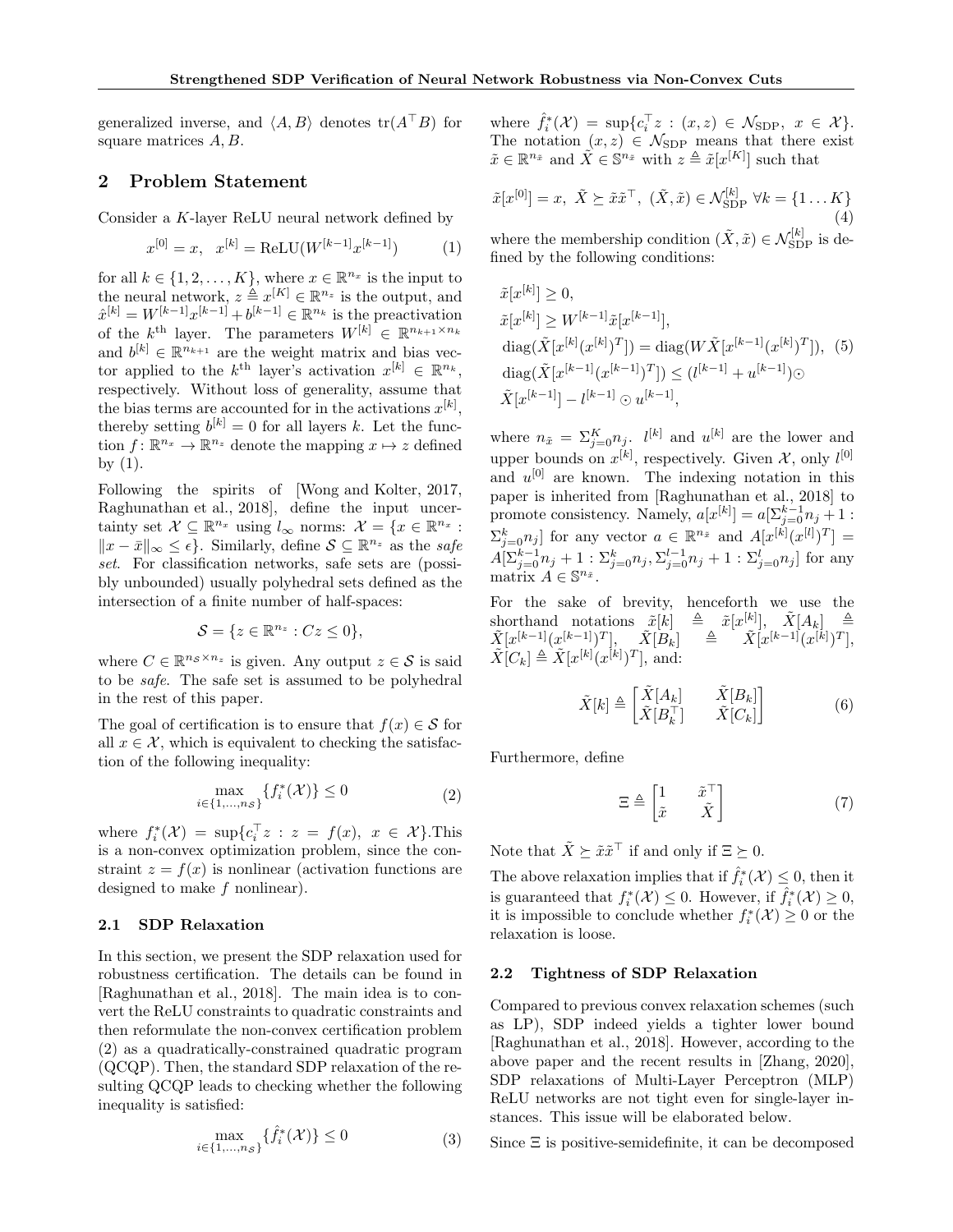generalized inverse, and $\langle A, B\rangle$ denotes $\text{tr}(A^\top B)$ for square matrices $A, B$.

## 2 Problem Statement

Consider a $K$-layer ReLU neural network defined by

$$x^{[0]} = x, \quad x^{[k]} = \text{ReLU}(W^{[k-1]}x^{[k-1]}) \tag{1}$$

for all $k \in \{1, 2, \dots, K\}$, where $x \in \mathbb{R}^{n_x}$ is the input to the neural network, $z \triangleq x^{[K]} \in \mathbb{R}^{n_z}$ is the output, and $\hat{x}^{[k]} = W^{[k-1]}x^{[k-1]} + b^{[k-1]} \in \mathbb{R}^{n_k}$ is the preactivation of the $k^{\text{th}}$ layer. The parameters $W^{[k]} \in \mathbb{R}^{n_{k+1}\times n_k}$ and $b^{[k]} \in \mathbb{R}^{n_{k+1}}$ are the weight matrix and bias vector applied to the $k^{\text{th}}$ layer's activation $x^{[k]} \in \mathbb{R}^{n_k}$, respectively. Without loss of generality, assume that the bias terms are accounted for in the activations $x^{[k]}$, thereby setting $b^{[k]} = 0$ for all layers $k$. Let the function $f\colon \mathbb{R}^{n_x} \to \mathbb{R}^{n_z}$ denote the mapping $x \mapsto z$ defined by (1).

Following the spirits of [Wong and Kolter, 2017, Raghunathan et al., 2018], define the input uncertainty set $\mathcal{X} \subseteq \mathbb{R}^{n_x}$ using $l_\infty$ norms: $\mathcal{X} = \{x \in \mathbb{R}^{n_x} : \|x - \bar{x}\|_\infty \leq \epsilon\}$. Similarly, define $\mathcal{S} \subseteq \mathbb{R}^{n_z}$ as the *safe set*. For classification networks, safe sets are (possibly unbounded) usually polyhedral sets defined as the intersection of a finite number of half-spaces:

$$\mathcal{S} = \{z \in \mathbb{R}^{n_z} : Cz \leq 0\},$$

where $C \in \mathbb{R}^{n_\mathcal{S}\times n_z}$ is given. Any output $z \in \mathcal{S}$ is said to be *safe*. The safe set is assumed to be polyhedral in the rest of this paper.

The goal of certification is to ensure that $f(x) \in \mathcal{S}$ for all $x \in \mathcal{X}$, which is equivalent to checking the satisfaction of the following inequality:

$$\max_{i\in\{1,\dots,n_\mathcal{S}\}} \{f_i^*(\mathcal{X})\} \leq 0 \tag{2}$$

where $f_i^*(\mathcal{X}) = \sup\{c_i^\top z : z = f(x),\ x \in \mathcal{X}\}$.This is a non-convex optimization problem, since the constraint $z = f(x)$ is nonlinear (activation functions are designed to make $f$ nonlinear).

### 2.1 SDP Relaxation

In this section, we present the SDP relaxation used for robustness certification. The details can be found in [Raghunathan et al., 2018]. The main idea is to convert the ReLU constraints to quadratic constraints and then reformulate the non-convex certification problem (2) as a quadratically-constrained quadratic program (QCQP). Then, the standard SDP relaxation of the resulting QCQP leads to checking whether the following inequality is satisfied:

$$\max_{i\in\{1,\dots,n_\mathcal{S}\}} \{\hat{f}_i^*(\mathcal{X})\} \leq 0 \tag{3}$$

where $\hat{f}_i^*(\mathcal{X}) = \sup\{c_i^\top z : (x, z) \in \mathcal{N}_{\text{SDP}},\ x \in \mathcal{X}\}$. The notation $(x, z) \in \mathcal{N}_{\text{SDP}}$ means that there exist $\tilde{x} \in \mathbb{R}^{n_{\tilde{x}}}$ and $\tilde{X} \in \mathbb{S}^{n_{\tilde{x}}}$ with $z \triangleq \tilde{x}[x^{[K]}]$ such that

$$\tilde{x}[x^{[0]}] = x,\ \tilde{X} \succeq \tilde{x}\tilde{x}^\top,\ (\tilde{X}, \tilde{x}) \in \mathcal{N}_{\text{SDP}}^{[k]}\ \forall k = \{1 \dots K\} \tag{4}$$

where the membership condition $(\tilde{X}, \tilde{x}) \in \mathcal{N}_{\text{SDP}}^{[k]}$ is defined by the following conditions:

$$\begin{aligned}
&\tilde{x}[x^{[k]}] \geq 0, \\
&\tilde{x}[x^{[k]}] \geq W^{[k-1]}\tilde{x}[x^{[k-1]}], \\
&\text{diag}(\tilde{X}[x^{[k]}(x^{[k]})^T]) = \text{diag}(W\tilde{X}[x^{[k-1]}(x^{[k]})^T]), \\
&\text{diag}(\tilde{X}[x^{[k-1]}(x^{[k-1]})^T]) \leq (l^{[k-1]} + u^{[k-1]})\odot \\
&\tilde{X}[x^{[k-1]}] - l^{[k-1]} \odot u^{[k-1]},
\end{aligned} \tag{5}$$

where $n_{\tilde{x}} = \Sigma_{j=0}^{K} n_j$. $l^{[k]}$ and $u^{[k]}$ are the lower and upper bounds on $x^{[k]}$, respectively. Given $\mathcal{X}$, only $l^{[0]}$ and $u^{[0]}$ are known. The indexing notation in this paper is inherited from [Raghunathan et al., 2018] to promote consistency. Namely, $a[x^{[k]}] = a[\Sigma_{j=0}^{k-1}n_j + 1 : \Sigma_{j=0}^{k}n_j]$ for any vector $a \in \mathbb{R}^{n_{\tilde{x}}}$ and $A[x^{[k]}(x^{[l]})^T] = A[\Sigma_{j=0}^{k-1}n_j + 1 : \Sigma_{j=0}^{k}n_j, \Sigma_{j=0}^{l-1}n_j + 1 : \Sigma_{j=0}^{l}n_j]$ for any matrix $A \in \mathbb{S}^{n_{\tilde{x}}}$.

For the sake of brevity, henceforth we use the shorthand notations $\tilde{x}[k] \triangleq \tilde{x}[x^{[k]}]$, $\tilde{X}[A_k] \triangleq \tilde{X}[x^{[k-1]}(x^{[k-1]})^T]$, $\tilde{X}[B_k] \triangleq \tilde{X}[x^{[k-1]}(x^{[k]})^T]$, $\tilde{X}[C_k] \triangleq \tilde{X}[x^{[k]}(x^{[k]})^T]$, and:

$$\tilde{X}[k] \triangleq \begin{bmatrix} \tilde{X}[A_k] & \tilde{X}[B_k] \\ \tilde{X}[B_k^\top] & \tilde{X}[C_k] \end{bmatrix} \tag{6}$$

Furthermore, define

$$\Xi \triangleq \begin{bmatrix} 1 & \tilde{x}^\top \\ \tilde{x} & \tilde{X} \end{bmatrix} \tag{7}$$

Note that $\tilde{X} \succeq \tilde{x}\tilde{x}^\top$ if and only if $\Xi \succeq 0$.

The above relaxation implies that if $\hat{f}_i^*(\mathcal{X}) \leq 0$, then it is guaranteed that $f_i^*(\mathcal{X}) \leq 0$. However, if $\hat{f}_i^*(\mathcal{X}) \geq 0$, it is impossible to conclude whether $f_i^*(\mathcal{X}) \geq 0$ or the relaxation is loose.

### 2.2 Tightness of SDP Relaxation

Compared to previous convex relaxation schemes (such as LP), SDP indeed yields a tighter lower bound [Raghunathan et al., 2018]. However, according to the above paper and the recent results in [Zhang, 2020], SDP relaxations of Multi-Layer Perceptron (MLP) ReLU networks are not tight even for single-layer instances. This issue will be elaborated below.

Since $\Xi$ is positive-semidefinite, it can be decomposed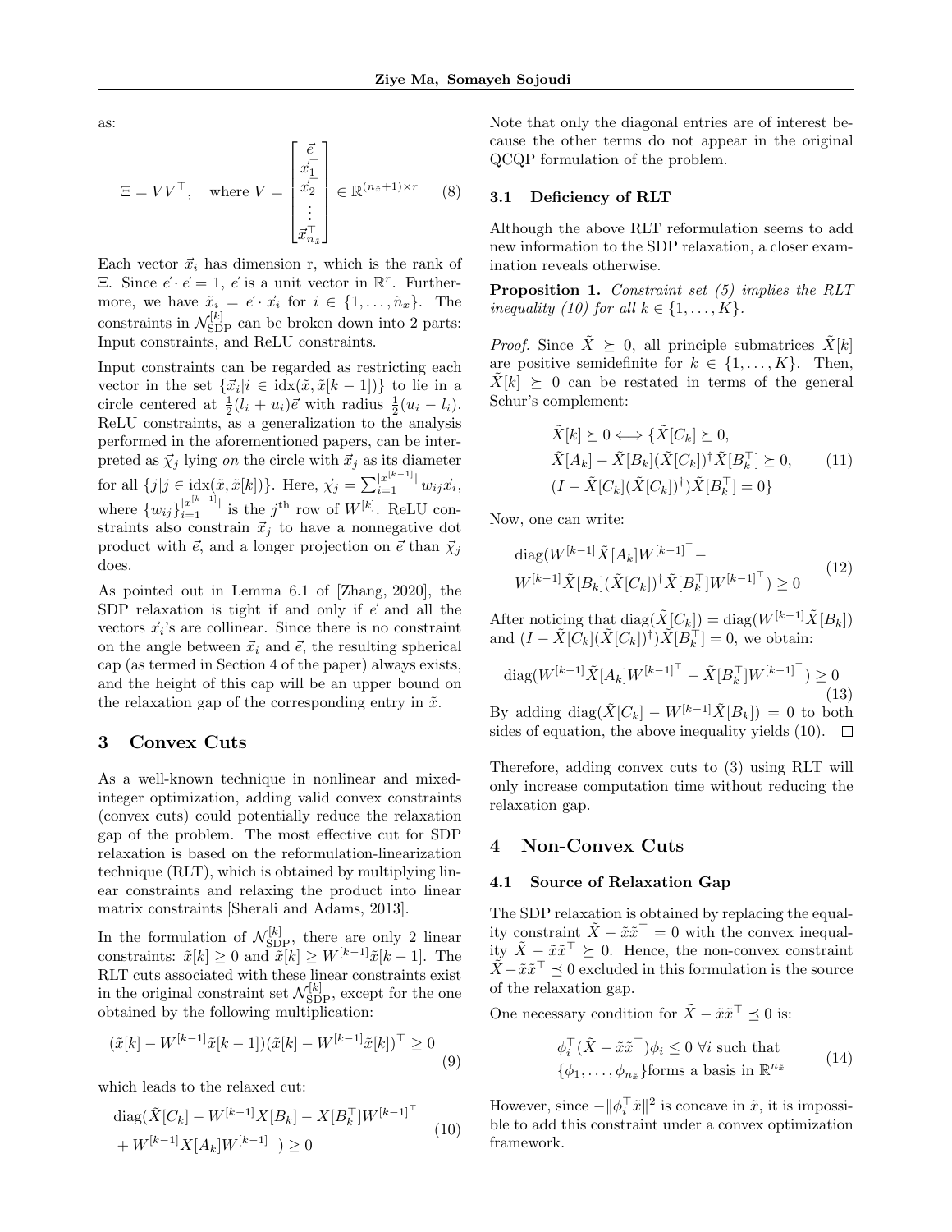as:

$$\Xi = VV^\top, \quad \text{where } V = \begin{bmatrix} \vec{e} \\ \vec{x}_1^\top \\ \vec{x}_2^\top \\ \vdots \\ \vec{x}_{n_{\tilde{x}}}^\top \end{bmatrix} \in \mathbb{R}^{(n_{\tilde{x}}+1)\times r} \tag{8}$$

Each vector $\vec{x}_i$ has dimension r, which is the rank of $\Xi$. Since $\vec{e}\cdot\vec{e} = 1$, $\vec{e}$ is a unit vector in $\mathbb{R}^r$. Furthermore, we have $\tilde{x}_i = \vec{e}\cdot\vec{x}_i$ for $i \in \{1,\dots,\tilde{n}_x\}$. The constraints in $\mathcal{N}_{\text{SDP}}^{[k]}$ can be broken down into 2 parts: Input constraints, and ReLU constraints.

Input constraints can be regarded as restricting each vector in the set $\{\vec{x}_i | i \in \text{idx}(\tilde{x}, \tilde{x}[k-1])\}$ to lie in a circle centered at $\frac{1}{2}(l_i+u_i)\vec{e}$ with radius $\frac{1}{2}(u_i - l_i)$. ReLU constraints, as a generalization to the analysis performed in the aforementioned papers, can be interpreted as $\vec{\chi}_j$ lying *on* the circle with $\vec{x}_j$ as its diameter for all $\{j | j \in \text{idx}(\tilde{x}, \tilde{x}[k])\}$. Here, $\vec{\chi}_j = \sum_{i=1}^{|x^{[k-1]}|} w_{ij}\vec{x}_i$, where $\{w_{ij}\}_{i=1}^{|x^{[k-1]}|}$ is the $j^{\text{th}}$ row of $W^{[k]}$. ReLU constraints also constrain $\vec{x}_j$ to have a nonnegative dot product with $\vec{e}$, and a longer projection on $\vec{e}$ than $\vec{\chi}_j$ does.

As pointed out in Lemma 6.1 of [Zhang, 2020], the SDP relaxation is tight if and only if $\vec{e}$ and all the vectors $\vec{x}_i$'s are collinear. Since there is no constraint on the angle between $\vec{x}_i$ and $\vec{e}$, the resulting spherical cap (as termed in Section 4 of the paper) always exists, and the height of this cap will be an upper bound on the relaxation gap of the corresponding entry in $\tilde{x}$.

## 3 Convex Cuts

As a well-known technique in nonlinear and mixed-integer optimization, adding valid convex constraints (convex cuts) could potentially reduce the relaxation gap of the problem. The most effective cut for SDP relaxation is based on the reformulation-linearization technique (RLT), which is obtained by multiplying linear constraints and relaxing the product into linear matrix constraints [Sherali and Adams, 2013].

In the formulation of $\mathcal{N}_{\text{SDP}}^{[k]}$, there are only 2 linear constraints: $\tilde{x}[k] \geq 0$ and $\tilde{x}[k] \geq W^{[k-1]}\tilde{x}[k-1]$. The RLT cuts associated with these linear constraints exist in the original constraint set $\mathcal{N}_{\text{SDP}}^{[k]}$, except for the one obtained by the following multiplication:

$$(\tilde{x}[k] - W^{[k-1]}\tilde{x}[k-1])(\tilde{x}[k] - W^{[k-1]}\tilde{x}[k])^\top \geq 0 \tag{9}$$

which leads to the relaxed cut:

$$\begin{aligned} &\text{diag}(\tilde{X}[C_k] - W^{[k-1]}X[B_k] - X[B_k^\top]W^{[k-1]^\top} \\ &+ W^{[k-1]}X[A_k]W^{[k-1]^\top}) \geq 0 \end{aligned} \tag{10}$$

Note that only the diagonal entries are of interest because the other terms do not appear in the original QCQP formulation of the problem.

### 3.1 Deficiency of RLT

Although the above RLT reformulation seems to add new information to the SDP relaxation, a closer examination reveals otherwise.

**Proposition 1.** *Constraint set (5) implies the RLT inequality (10) for all $k \in \{1,\dots,K\}$.*

*Proof.* Since $\tilde{X} \succeq 0$, all principle submatrices $\tilde{X}[k]$ are positive semidefinite for $k \in \{1,\dots,K\}$. Then, $\tilde{X}[k] \succeq 0$ can be restated in terms of the general Schur's complement:

$$\begin{aligned} \tilde{X}[k] \succeq 0 \Longleftrightarrow \{&\tilde{X}[C_k] \succeq 0, \\ &\tilde{X}[A_k] - \tilde{X}[B_k](\tilde{X}[C_k])^\dagger \tilde{X}[B_k^\top] \succeq 0, \\ &(I - \tilde{X}[C_k](\tilde{X}[C_k])^\dagger)\tilde{X}[B_k^\top] = 0\} \end{aligned} \tag{11}$$

Now, one can write:

$$\begin{aligned} &\text{diag}(W^{[k-1]}\tilde{X}[A_k]W^{[k-1]^\top} - \\ &W^{[k-1]}\tilde{X}[B_k](\tilde{X}[C_k])^\dagger \tilde{X}[B_k^\top]W^{[k-1]^\top}) \geq 0 \end{aligned} \tag{12}$$

After noticing that $\text{diag}(\tilde{X}[C_k]) = \text{diag}(W^{[k-1]}\tilde{X}[B_k])$ and $(I - \tilde{X}[C_k](\tilde{X}[C_k])^\dagger)\tilde{X}[B_k^\top] = 0$, we obtain:

$$\text{diag}(W^{[k-1]}\tilde{X}[A_k]W^{[k-1]^\top} - \tilde{X}[B_k^\top]W^{[k-1]^\top}) \geq 0 \tag{13}$$

By adding $\text{diag}(\tilde{X}[C_k] - W^{[k-1]}\tilde{X}[B_k]) = 0$ to both sides of equation, the above inequality yields (10). $\square$

Therefore, adding convex cuts to (3) using RLT will only increase computation time without reducing the relaxation gap.

## 4 Non-Convex Cuts

### 4.1 Source of Relaxation Gap

The SDP relaxation is obtained by replacing the equality constraint $\tilde{X} - \tilde{x}\tilde{x}^\top = 0$ with the convex inequality $\tilde{X} - \tilde{x}\tilde{x}^\top \succeq 0$. Hence, the non-convex constraint $\tilde{X} - \tilde{x}\tilde{x}^\top \preceq 0$ excluded in this formulation is the source of the relaxation gap.

One necessary condition for $\tilde{X} - \tilde{x}\tilde{x}^\top \preceq 0$ is:

$$\begin{aligned} &\phi_i^\top(\tilde{X} - \tilde{x}\tilde{x}^\top)\phi_i \leq 0 \ \forall i \text{ such that} \\ &\{\phi_1,\dots,\phi_{n_{\tilde{x}}}\}\text{forms a basis in } \mathbb{R}^{n_{\tilde{x}}} \end{aligned} \tag{14}$$

However, since $-\|\phi_i^\top\tilde{x}\|^2$ is concave in $\tilde{x}$, it is impossible to add this constraint under a convex optimization framework.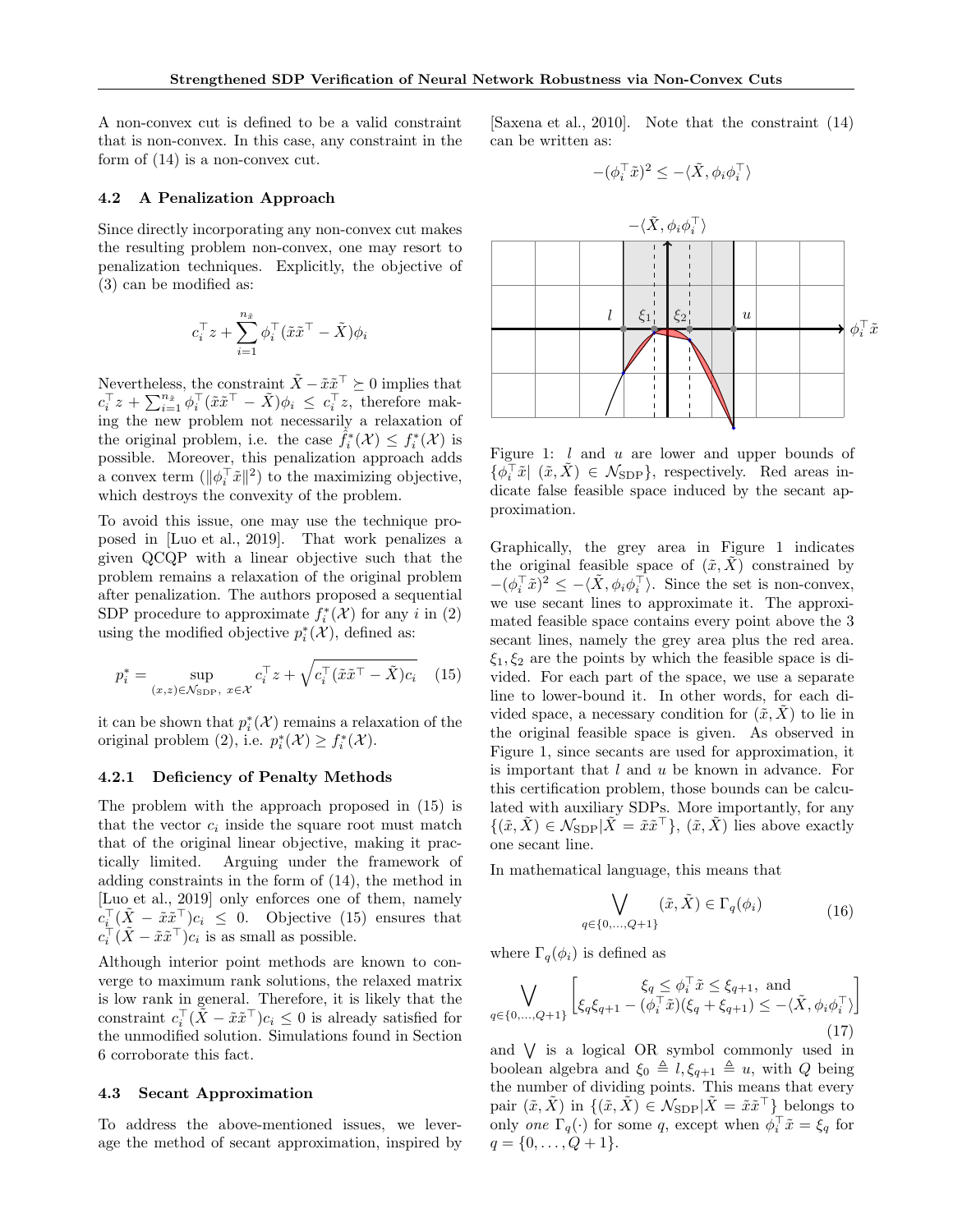A non-convex cut is defined to be a valid constraint that is non-convex. In this case, any constraint in the form of (14) is a non-convex cut.

### 4.2 A Penalization Approach

Since directly incorporating any non-convex cut makes the resulting problem non-convex, one may resort to penalization techniques. Explicitly, the objective of (3) can be modified as:

$$c_i^\top z + \sum_{i=1}^{n_{\tilde{x}}} \phi_i^\top (\tilde{x}\tilde{x}^\top - \tilde{X})\phi_i$$

Nevertheless, the constraint $\tilde{X} - \tilde{x}\tilde{x}^\top \succeq 0$ implies that $c_i^\top z + \sum_{i=1}^{n_{\tilde{x}}} \phi_i^\top (\tilde{x}\tilde{x}^\top - \tilde{X})\phi_i \leq c_i^\top z$, therefore making the new problem not necessarily a relaxation of the original problem, i.e. the case $\hat{f}_i^*(\mathcal{X}) \leq f_i^*(\mathcal{X})$ is possible. Moreover, this penalization approach adds a convex term ($\|\phi_i^\top \tilde{x}\|^2$) to the maximizing objective, which destroys the convexity of the problem.

To avoid this issue, one may use the technique proposed in [Luo et al., 2019]. That work penalizes a given QCQP with a linear objective such that the problem remains a relaxation of the original problem after penalization. The authors proposed a sequential SDP procedure to approximate $f_i^*(\mathcal{X})$ for any $i$ in (2) using the modified objective $p_i^*(\mathcal{X})$, defined as:

$$p_i^* = \sup_{(x,z)\in\mathcal{N}_{\text{SDP}},\ x\in\mathcal{X}} c_i^\top z + \sqrt{c_i^\top (\tilde{x}\tilde{x}^\top - \tilde{X})c_i} \quad (15)$$

it can be shown that $p_i^*(\mathcal{X})$ remains a relaxation of the original problem (2), i.e. $p_i^*(\mathcal{X}) \geq f_i^*(\mathcal{X})$.

#### 4.2.1 Deficiency of Penalty Methods

The problem with the approach proposed in (15) is that the vector $c_i$ inside the square root must match that of the original linear objective, making it practically limited. Arguing under the framework of adding constraints in the form of (14), the method in [Luo et al., 2019] only enforces one of them, namely $c_i^\top(\tilde{X} - \tilde{x}\tilde{x}^\top)c_i \leq 0$. Objective (15) ensures that $c_i^\top(\tilde{X} - \tilde{x}\tilde{x}^\top)c_i$ is as small as possible.

Although interior point methods are known to converge to maximum rank solutions, the relaxed matrix is low rank in general. Therefore, it is likely that the constraint $c_i^\top(\tilde{X} - \tilde{x}\tilde{x}^\top)c_i \leq 0$ is already satisfied for the unmodified solution. Simulations found in Section 6 corroborate this fact.

### 4.3 Secant Approximation

To address the above-mentioned issues, we leverage the method of secant approximation, inspired by [Saxena et al., 2010]. Note that the constraint (14) can be written as:

$$-(\phi_i^\top \tilde{x})^2 \leq -\langle \tilde{X}, \phi_i\phi_i^\top \rangle$$

Figure 1: $l$ and $u$ are lower and upper bounds of $\{\phi_i^\top \tilde{x} | \ (\tilde{x}, \tilde{X}) \in \mathcal{N}_{\text{SDP}}\}$, respectively. Red areas indicate false feasible space induced by the secant approximation.

Graphically, the grey area in Figure 1 indicates the original feasible space of $(\tilde{x}, \tilde{X})$ constrained by $-(\phi_i^\top \tilde{x})^2 \leq -\langle \tilde{X}, \phi_i\phi_i^\top \rangle$. Since the set is non-convex, we use secant lines to approximate it. The approximated feasible space contains every point above the 3 secant lines, namely the grey area plus the red area. $\xi_1, \xi_2$ are the points by which the feasible space is divided. For each part of the space, we use a separate line to lower-bound it. In other words, for each divided space, a necessary condition for $(\tilde{x}, \tilde{X})$ to lie in the original feasible space is given. As observed in Figure 1, since secants are used for approximation, it is important that $l$ and $u$ be known in advance. For this certification problem, those bounds can be calculated with auxiliary SDPs. More importantly, for any $\{(\tilde{x}, \tilde{X}) \in \mathcal{N}_{\text{SDP}} | \tilde{X} = \tilde{x}\tilde{x}^\top\}$, $(\tilde{x}, \tilde{X})$ lies above exactly one secant line.

In mathematical language, this means that

$$\bigvee_{q\in\{0,\ldots,Q+1\}} (\tilde{x}, \tilde{X}) \in \Gamma_q(\phi_i) \quad (16)$$

where $\Gamma_q(\phi_i)$ is defined as

$$\bigvee_{q\in\{0,\ldots,Q+1\}} \begin{bmatrix} \xi_q \leq \phi_i^\top \tilde{x} \leq \xi_{q+1}, \text{ and} \\ \xi_q\xi_{q+1} - (\phi_i^\top \tilde{x})(\xi_q + \xi_{q+1}) \leq -\langle \tilde{X}, \phi_i\phi_i^\top \rangle \end{bmatrix} \quad (17)$$

and $\bigvee$ is a logical OR symbol commonly used in boolean algebra and $\xi_0 \triangleq l, \xi_{q+1} \triangleq u$, with $Q$ being the number of dividing points. This means that every pair $(\tilde{x}, \tilde{X})$ in $\{(\tilde{x}, \tilde{X}) \in \mathcal{N}_{\text{SDP}} | \tilde{X} = \tilde{x}\tilde{x}^\top\}$ belongs to only *one* $\Gamma_q(\cdot)$ for some $q$, except when $\phi_i^\top \tilde{x} = \xi_q$ for $q = \{0, \ldots, Q+1\}$.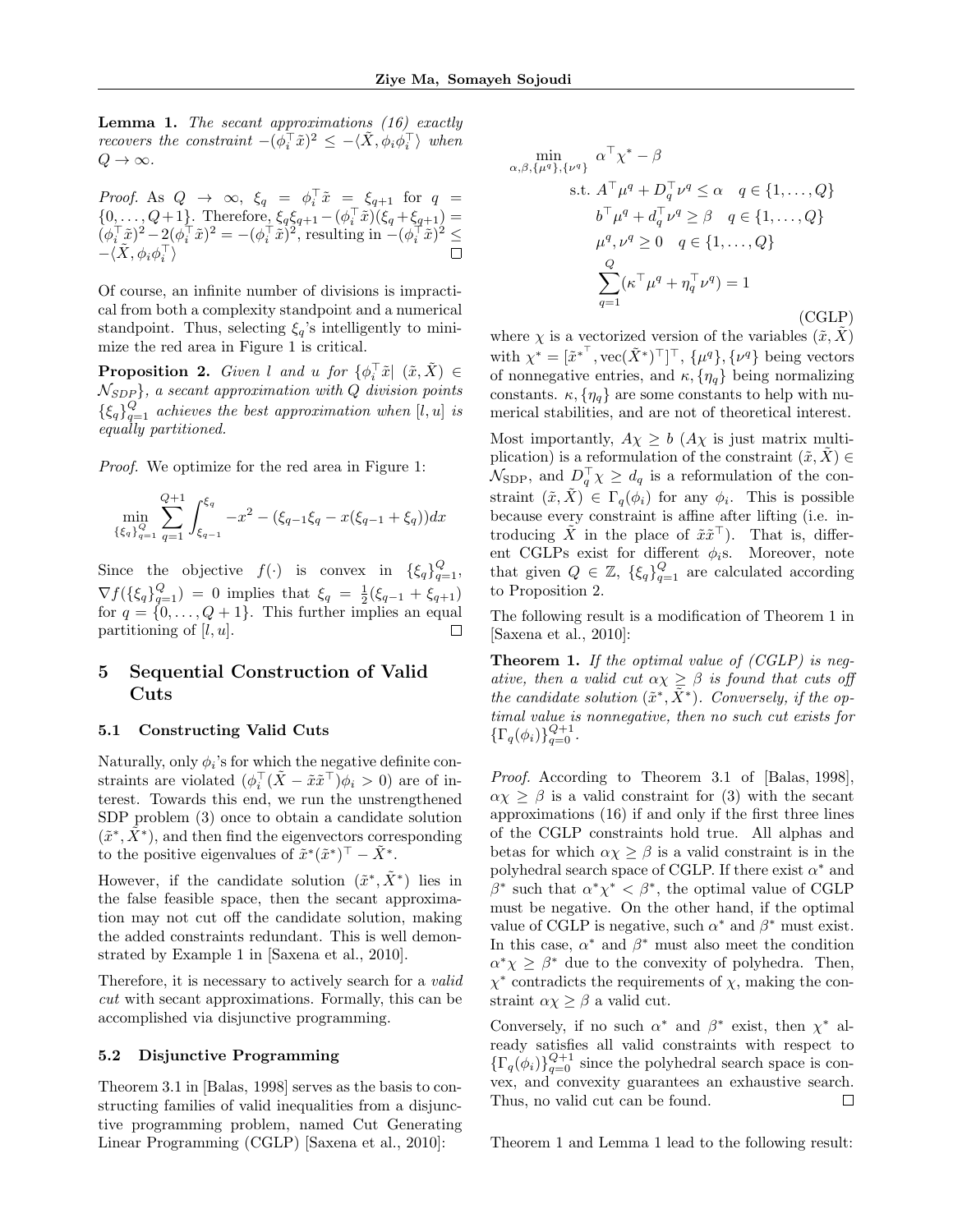**Lemma 1.** *The secant approximations (16) exactly recovers the constraint $-(\phi_i^\top \tilde{x})^2 \leq -\langle \tilde{X}, \phi_i \phi_i^\top \rangle$ when $Q \to \infty$.*

*Proof.* As $Q \to \infty$, $\xi_q = \phi_i^\top \tilde{x} = \xi_{q+1}$ for $q = \{0, \dots, Q+1\}$. Therefore, $\xi_q \xi_{q+1} - (\phi_i^\top \tilde{x})(\xi_q + \xi_{q+1}) = (\phi_i^\top \tilde{x})^2 - 2(\phi_i^\top \tilde{x})^2 = -(\phi_i^\top \tilde{x})^2$, resulting in $-(\phi_i^\top \tilde{x})^2 \leq -\langle \tilde{X}, \phi_i \phi_i^\top \rangle$ □

Of course, an infinite number of divisions is impractical from both a complexity standpoint and a numerical standpoint. Thus, selecting $\xi_q$'s intelligently to minimize the red area in Figure 1 is critical.

**Proposition 2.** *Given $l$ and $u$ for $\{\phi_i^\top \tilde{x} | \ (\tilde{x}, \tilde{X}) \in \mathcal{N}_{SDP}\}$, a secant approximation with $Q$ division points $\{\xi_q\}_{q=1}^Q$ achieves the best approximation when $[l, u]$ is equally partitioned.*

*Proof.* We optimize for the red area in Figure 1:

$$\min_{\{\xi_q\}_{q=1}^Q} \sum_{q=1}^{Q+1} \int_{\xi_{q-1}}^{\xi_q} -x^2 - (\xi_{q-1}\xi_q - x(\xi_{q-1} + \xi_q))dx$$

Since the objective $f(\cdot)$ is convex in $\{\xi_q\}_{q=1}^Q$, $\nabla f(\{\xi_q\}_{q=1}^Q) = 0$ implies that $\xi_q = \frac{1}{2}(\xi_{q-1} + \xi_{q+1})$ for $q = \{0, \dots, Q+1\}$. This further implies an equal partitioning of $[l, u]$. □

# 5 Sequential Construction of Valid Cuts

## 5.1 Constructing Valid Cuts

Naturally, only $\phi_i$'s for which the negative definite constraints are violated ($\phi_i^\top(\tilde{X} - \tilde{x}\tilde{x}^\top)\phi_i > 0$) are of interest. Towards this end, we run the unstrengthened SDP problem (3) once to obtain a candidate solution $(\tilde{x}^*, \tilde{X}^*)$, and then find the eigenvectors corresponding to the positive eigenvalues of $\tilde{x}^*(\tilde{x}^*)^\top - \tilde{X}^*$.

However, if the candidate solution $(\tilde{x}^*, \tilde{X}^*)$ lies in the false feasible space, then the secant approximation may not cut off the candidate solution, making the added constraints redundant. This is well demonstrated by Example 1 in [Saxena et al., 2010].

Therefore, it is necessary to actively search for a *valid cut* with secant approximations. Formally, this can be accomplished via disjunctive programming.

## 5.2 Disjunctive Programming

Theorem 3.1 in [Balas, 1998] serves as the basis to constructing families of valid inequalities from a disjunctive programming problem, named Cut Generating Linear Programming (CGLP) [Saxena et al., 2010]:

$$\begin{aligned}
\min_{\alpha, \beta, \{\mu^q\}, \{\nu^q\}} \quad & \alpha^\top \chi^* - \beta \\
\text{s.t.} \quad & A^\top \mu^q + D_q^\top \nu^q \leq \alpha \quad q \in \{1, \dots, Q\} \\
& b^\top \mu^q + d_q^\top \nu^q \geq \beta \quad q \in \{1, \dots, Q\} \\
& \mu^q, \nu^q \geq 0 \quad q \in \{1, \dots, Q\} \\
& \sum_{q=1}^{Q} (\kappa^\top \mu^q + \eta_q^\top \nu^q) = 1
\end{aligned} \tag{CGLP}$$

where $\chi$ is a vectorized version of the variables $(\tilde{x}, \tilde{X})$ with $\chi^* = [\tilde{x}^{*\top}, \text{vec}(\tilde{X}^*)^\top]^\top$, $\{\mu^q\}, \{\nu^q\}$ being vectors of nonnegative entries, and $\kappa, \{\eta_q\}$ being normalizing constants. $\kappa, \{\eta_q\}$ are some constants to help with numerical stabilities, and are not of theoretical interest.

Most importantly, $A\chi \geq b$ ($A\chi$ is just matrix multiplication) is a reformulation of the constraint $(\tilde{x}, \tilde{X}) \in \mathcal{N}_{\text{SDP}}$, and $D_q^\top \chi \geq d_q$ is a reformulation of the constraint $(\tilde{x}, \tilde{X}) \in \Gamma_q(\phi_i)$ for any $\phi_i$. This is possible because every constraint is affine after lifting (i.e. introducing $\tilde{X}$ in the place of $\tilde{x}\tilde{x}^\top$). That is, different CGLPs exist for different $\phi_i$s. Moreover, note that given $Q \in \mathbb{Z}$, $\{\xi_q\}_{q=1}^Q$ are calculated according to Proposition 2.

The following result is a modification of Theorem 1 in [Saxena et al., 2010]:

**Theorem 1.** *If the optimal value of (CGLP) is negative, then a valid cut $\alpha\chi \geq \beta$ is found that cuts off the candidate solution $(\tilde{x}^*, \tilde{X}^*)$. Conversely, if the optimal value is nonnegative, then no such cut exists for $\{\Gamma_q(\phi_i)\}_{q=0}^{Q+1}$.*

*Proof.* According to Theorem 3.1 of [Balas, 1998], $\alpha\chi \geq \beta$ is a valid constraint for (3) with the secant approximations (16) if and only if the first three lines of the CGLP constraints hold true. All alphas and betas for which $\alpha\chi \geq \beta$ is a valid constraint is in the polyhedral search space of CGLP. If there exist $\alpha^*$ and $\beta^*$ such that $\alpha^*\chi^* < \beta^*$, the optimal value of CGLP must be negative. On the other hand, if the optimal value of CGLP is negative, such $\alpha^*$ and $\beta^*$ must exist. In this case, $\alpha^*$ and $\beta^*$ must also meet the condition $\alpha^*\chi \geq \beta^*$ due to the convexity of polyhedra. Then, $\chi^*$ contradicts the requirements of $\chi$, making the constraint $\alpha\chi \geq \beta$ a valid cut.

Conversely, if no such $\alpha^*$ and $\beta^*$ exist, then $\chi^*$ already satisfies all valid constraints with respect to $\{\Gamma_q(\phi_i)\}_{q=0}^{Q+1}$ since the polyhedral search space is convex, and convexity guarantees an exhaustive search. Thus, no valid cut can be found. □

Theorem 1 and Lemma 1 lead to the following result: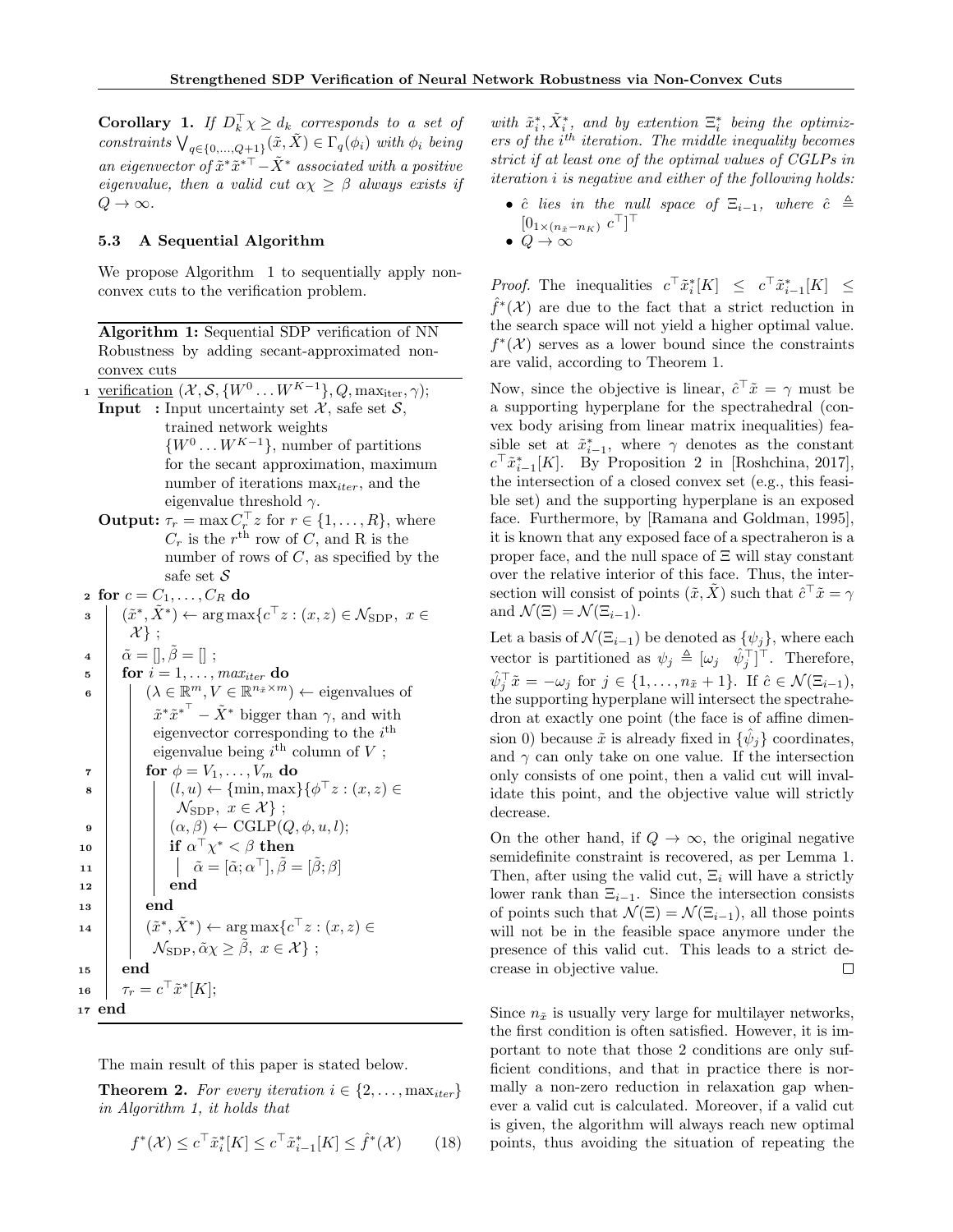**Corollary 1.** *If $D_k^\top \chi \geq d_k$ corresponds to a set of constraints $\bigvee_{q \in \{0,\dots,Q+1\}} (\tilde{x}, \tilde{X}) \in \Gamma_q(\phi_i)$ with $\phi_i$ being an eigenvector of $\tilde{x}^* \tilde{x}^{*\top} - \tilde{X}^*$ associated with a positive eigenvalue, then a valid cut $\alpha\chi \geq \beta$ always exists if $Q \to \infty$.*

### 5.3 A Sequential Algorithm

We propose Algorithm 1 to sequentially apply non-convex cuts to the verification problem.

**Algorithm 1:** Sequential SDP verification of NN Robustness by adding secant-approximated non-convex cuts

```
1  verification (X, S, {W^0 ... W^{K-1}}, Q, max_iter, γ);
   Input : Input uncertainty set X, safe set S,
           trained network weights
           {W^0 ... W^{K-1}}, number of partitions
           for the secant approximation, maximum
           number of iterations max_iter, and the
           eigenvalue threshold γ.
   Output: τ_r = max C_r^T z for r ∈ {1,...,R}, where
           C_r is the r-th row of C, and R is the
           number of rows of C, as specified by the
           safe set S
2  for c = C_1, ..., C_R do
3      (x̃*, X̃*) ← argmax{c^T z : (x, z) ∈ N_SDP, x ∈ X} ;
4      α̃ = [], β̃ = [] ;
5      for i = 1, ..., max_iter do
6          (λ ∈ R^m, V ∈ R^{n_x̃ × m}) ← eigenvalues of
           x̃* x̃*^T − X̃* bigger than γ, and with
           eigenvector corresponding to the i-th
           eigenvalue being i-th column of V ;
7          for φ = V_1, ..., V_m do
8              (l, u) ← {min, max}{φ^T z : (x, z) ∈ N_SDP, x ∈ X} ;
9              (α, β) ← CGLP(Q, φ, u, l);
10             if α^T χ* < β then
11                 α̃ = [α̃; α^T], β̃ = [β̃; β]
12             end
13         end
14         (x̃*, X̃*) ← argmax{c^T z : (x, z) ∈ N_SDP, α̃χ ≥ β̃, x ∈ X} ;
15     end
16     τ_r = c^T x̃*[K];
17 end
```

The main result of this paper is stated below.

**Theorem 2.** *For every iteration $i \in \{2, \dots, \max_{iter}\}$ in Algorithm 1, it holds that*

$$f^*(\mathcal{X}) \leq c^\top \tilde{x}_i^*[K] \leq c^\top \tilde{x}_{i-1}^*[K] \leq \hat{f}^*(\mathcal{X}) \qquad (18)$$

*with $\tilde{x}_i^*, \tilde{X}_i^*$, and by extention $\Xi_i^*$ being the optimizers of the $i^{th}$ iteration. The middle inequality becomes strict if at least one of the optimal values of CGLPs in iteration $i$ is negative and either of the following holds:*

- *$\hat{c}$ lies in the null space of $\Xi_{i-1}$, where $\hat{c} \triangleq [0_{1\times(n_{\tilde{x}}-n_K)}\ c^\top]^\top$*
- *$Q \to \infty$*

*Proof.* The inequalities $c^\top \tilde{x}_i^*[K] \leq c^\top \tilde{x}_{i-1}^*[K] \leq \hat{f}^*(\mathcal{X})$ are due to the fact that a strict reduction in the search space will not yield a higher optimal value. $f^*(\mathcal{X})$ serves as a lower bound since the constraints are valid, according to Theorem 1.

Now, since the objective is linear, $\hat{c}^\top \tilde{x} = \gamma$ must be a supporting hyperplane for the spectrahedral (convex body arising from linear matrix inequalities) feasible set at $\tilde{x}_{i-1}^*$, where $\gamma$ denotes as the constant $c^\top \tilde{x}_{i-1}^*[K]$. By Proposition 2 in [Roshchina, 2017], the intersection of a closed convex set (e.g., this feasible set) and the supporting hyperplane is an exposed face. Furthermore, by [Ramana and Goldman, 1995], it is known that any exposed face of a spectraheron is a proper face, and the null space of $\Xi$ will stay constant over the relative interior of this face. Thus, the intersection will consist of points $(\tilde{x}, \tilde{X})$ such that $\hat{c}^\top \tilde{x} = \gamma$ and $\mathcal{N}(\Xi) = \mathcal{N}(\Xi_{i-1})$.

Let a basis of $\mathcal{N}(\Xi_{i-1})$ be denoted as $\{\psi_j\}$, where each vector is partitioned as $\psi_j \triangleq [\omega_j \ \ \hat{\psi}_j^\top]^\top$. Therefore, $\hat{\psi}_j^\top \tilde{x} = -\omega_j$ for $j \in \{1, \dots, n_{\tilde{x}}+1\}$. If $\hat{c} \in \mathcal{N}(\Xi_{i-1})$, the supporting hyperplane will intersect the spectrahedron at exactly one point (the face is of affine dimension 0) because $\tilde{x}$ is already fixed in $\{\hat{\psi}_j\}$ coordinates, and $\gamma$ can only take on one value. If the intersection only consists of one point, then a valid cut will invalidate this point, and the objective value will strictly decrease.

On the other hand, if $Q \to \infty$, the original negative semidefinite constraint is recovered, as per Lemma 1. Then, after using the valid cut, $\Xi_i$ will have a strictly lower rank than $\Xi_{i-1}$. Since the intersection consists of points such that $\mathcal{N}(\Xi) = \mathcal{N}(\Xi_{i-1})$, all those points will not be in the feasible space anymore under the presence of this valid cut. This leads to a strict decrease in objective value. □

Since $n_{\tilde{x}}$ is usually very large for multilayer networks, the first condition is often satisfied. However, it is important to note that those 2 conditions are only sufficient conditions, and that in practice there is normally a non-zero reduction in relaxation gap whenever a valid cut is calculated. Moreover, if a valid cut is given, the algorithm will always reach new optimal points, thus avoiding the situation of repeating the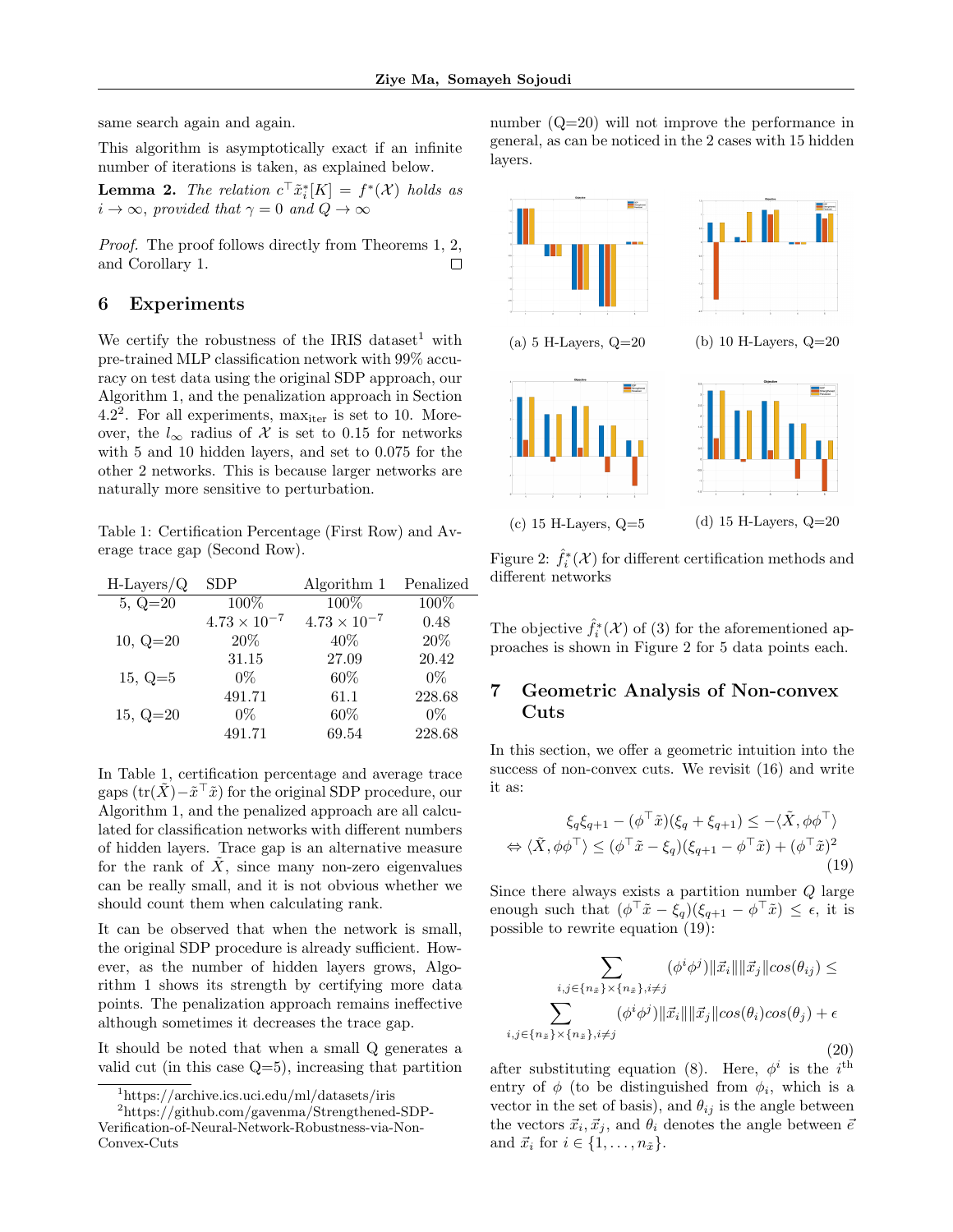same search again and again.

This algorithm is asymptotically exact if an infinite number of iterations is taken, as explained below.

**Lemma 2.** *The relation $c^\top \tilde{x}_i^*[K] = f^*(\mathcal{X})$ holds as $i \to \infty$, provided that $\gamma = 0$ and $Q \to \infty$*

*Proof.* The proof follows directly from Theorems 1, 2, and Corollary 1. ☐

## 6 Experiments

We certify the robustness of the IRIS dataset[1] with pre-trained MLP classification network with 99% accuracy on test data using the original SDP approach, our Algorithm 1, and the penalization approach in Section 4.2[2]. For all experiments, $\max_{\text{iter}}$ is set to 10. Moreover, the $l_\infty$ radius of $\mathcal{X}$ is set to 0.15 for networks with 5 and 10 hidden layers, and set to 0.075 for the other 2 networks. This is because larger networks are naturally more sensitive to perturbation.

Table 1: Certification Percentage (First Row) and Average trace gap (Second Row).

| H-Layers/Q | SDP | Algorithm 1 | Penalized |
|---|---|---|---|
| 5, Q=20 | 100% | 100% | 100% |
| | $4.73 \times 10^{-7}$ | $4.73 \times 10^{-7}$ | 0.48 |
| 10, Q=20 | 20% | 40% | 20% |
| | 31.15 | 27.09 | 20.42 |
| 15, Q=5 | 0% | 60% | 0% |
| | 491.71 | 61.1 | 228.68 |
| 15, Q=20 | 0% | 60% | 0% |
| | 491.71 | 69.54 | 228.68 |

In Table 1, certification percentage and average trace gaps ($\text{tr}(\tilde{X}) - \tilde{x}^\top \tilde{x}$) for the original SDP procedure, our Algorithm 1, and the penalized approach are all calculated for classification networks with different numbers of hidden layers. Trace gap is an alternative measure for the rank of $\tilde{X}$, since many non-zero eigenvalues can be really small, and it is not obvious whether we should count them when calculating rank.

It can be observed that when the network is small, the original SDP procedure is already sufficient. However, as the number of hidden layers grows, Algorithm 1 shows its strength by certifying more data points. The penalization approach remains ineffective although sometimes it decreases the trace gap.

It should be noted that when a small Q generates a valid cut (in this case Q=5), increasing that partition number (Q=20) will not improve the performance in general, as can be noticed in the 2 cases with 15 hidden layers.

(a) 5 H-Layers, Q=20

(b) 10 H-Layers, Q=20

(c) 15 H-Layers, Q=5

(d) 15 H-Layers, Q=20

Figure 2: $\hat{f}_i^*(\mathcal{X})$ for different certification methods and different networks

The objective $\hat{f}_i^*(\mathcal{X})$ of (3) for the aforementioned approaches is shown in Figure 2 for 5 data points each.

## 7 Geometric Analysis of Non-convex Cuts

In this section, we offer a geometric intuition into the success of non-convex cuts. We revisit (16) and write it as:

$$\begin{aligned} &\xi_q \xi_{q+1} - (\phi^\top \tilde{x})(\xi_q + \xi_{q+1}) \leq -\langle \tilde{X}, \phi\phi^\top \rangle \\ \Leftrightarrow\ &\langle \tilde{X}, \phi\phi^\top \rangle \leq (\phi^\top \tilde{x} - \xi_q)(\xi_{q+1} - \phi^\top \tilde{x}) + (\phi^\top \tilde{x})^2 \end{aligned} \tag{19}$$

Since there always exists a partition number $Q$ large enough such that $(\phi^\top \tilde{x} - \xi_q)(\xi_{q+1} - \phi^\top \tilde{x}) \leq \epsilon$, it is possible to rewrite equation (19):

$$\begin{aligned} &\sum_{i,j \in \{n_{\tilde{x}}\} \times \{n_{\tilde{x}}\}, i \neq j} (\phi^i \phi^j) \|\vec{x}_i\| \|\vec{x}_j\| cos(\theta_{ij}) \leq \\ &\sum_{i,j \in \{n_{\tilde{x}}\} \times \{n_{\tilde{x}}\}, i \neq j} (\phi^i \phi^j) \|\vec{x}_i\| \|\vec{x}_j\| cos(\theta_i) cos(\theta_j) + \epsilon \end{aligned} \tag{20}$$

after substituting equation (8). Here, $\phi^i$ is the $i^{\text{th}}$ entry of $\phi$ (to be distinguished from $\phi_i$, which is a vector in the set of basis), and $\theta_{ij}$ is the angle between the vectors $\vec{x}_i, \vec{x}_j$, and $\theta_i$ denotes the angle between $\vec{e}$ and $\vec{x}_i$ for $i \in \{1, \ldots, n_{\tilde{x}}\}$.

[1] https://archive.ics.uci.edu/ml/datasets/iris

[2] https://github.com/gavenma/Strengthened-SDP-Verification-of-Neural-Network-Robustness-via-Non-Convex-Cuts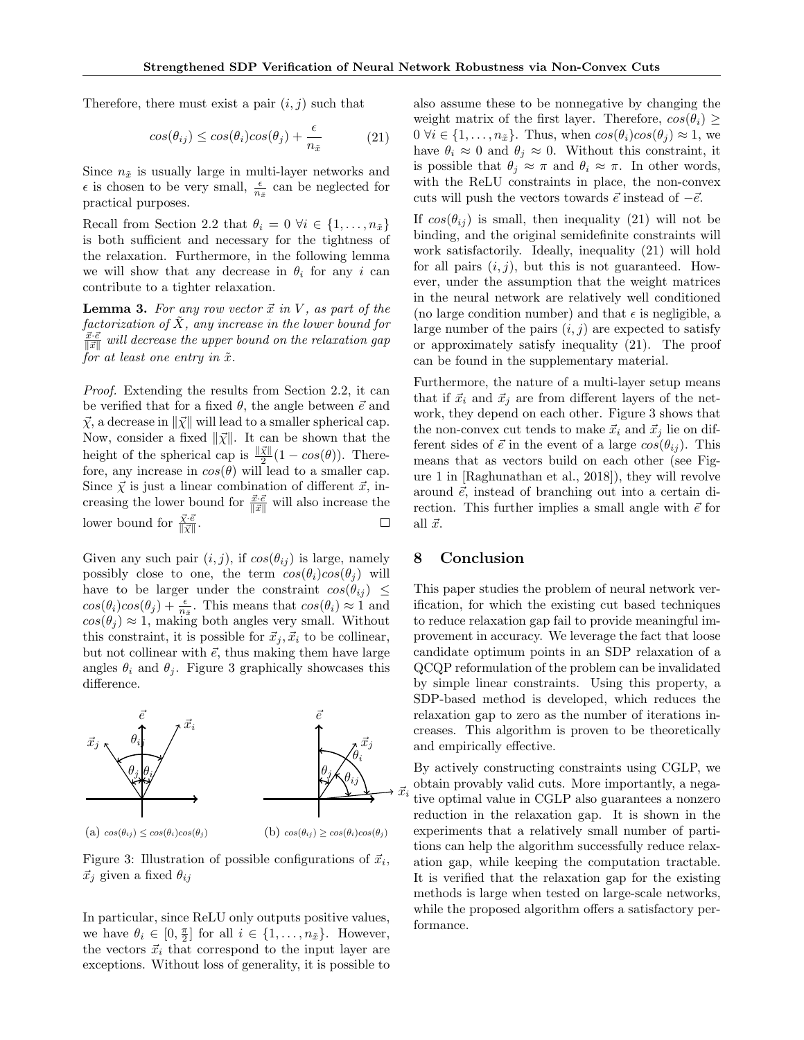Therefore, there must exist a pair $(i, j)$ such that

$$cos(\theta_{ij}) \leq cos(\theta_i)cos(\theta_j) + \frac{\epsilon}{n_{\tilde{x}}} \tag{21}$$

Since $n_{\tilde{x}}$ is usually large in multi-layer networks and $\epsilon$ is chosen to be very small, $\frac{\epsilon}{n_{\tilde{x}}}$ can be neglected for practical purposes.

Recall from Section 2.2 that $\theta_i = 0 \ \forall i \in \{1, \ldots, n_{\tilde{x}}\}$ is both sufficient and necessary for the tightness of the relaxation. Furthermore, in the following lemma we will show that any decrease in $\theta_i$ for any $i$ can contribute to a tighter relaxation.

**Lemma 3.** *For any row vector $\vec{x}$ in $V$, as part of the factorization of $\tilde{X}$, any increase in the lower bound for $\frac{\vec{x} \cdot \vec{e}}{\|\vec{x}\|}$ will decrease the upper bound on the relaxation gap for at least one entry in $\tilde{x}$.*

*Proof.* Extending the results from Section 2.2, it can be verified that for a fixed $\theta$, the angle between $\vec{e}$ and $\vec{\chi}$, a decrease in $\|\vec{\chi}\|$ will lead to a smaller spherical cap. Now, consider a fixed $\|\vec{\chi}\|$. It can be shown that the height of the spherical cap is $\frac{\|\vec{\chi}\|}{2}(1 - cos(\theta))$. Therefore, any increase in $cos(\theta)$ will lead to a smaller cap. Since $\vec{\chi}$ is just a linear combination of different $\vec{x}$, increasing the lower bound for $\frac{\vec{x} \cdot \vec{e}}{\|\vec{x}\|}$ will also increase the lower bound for $\frac{\vec{\chi} \cdot \vec{e}}{\|\vec{\chi}\|}$. ☐

Given any such pair $(i, j)$, if $cos(\theta_{ij})$ is large, namely possibly close to one, the term $cos(\theta_i)cos(\theta_j)$ will have to be larger under the constraint $cos(\theta_{ij}) \leq cos(\theta_i)cos(\theta_j) + \frac{\epsilon}{n_{\tilde{x}}}$. This means that $cos(\theta_i) \approx 1$ and $cos(\theta_j) \approx 1$, making both angles very small. Without this constraint, it is possible for $\vec{x}_j, \vec{x}_i$ to be collinear, but not collinear with $\vec{e}$, thus making them have large angles $\theta_i$ and $\theta_j$. Figure 3 graphically showcases this difference.

(a) $cos(\theta_{ij}) \leq cos(\theta_i)cos(\theta_j)$ (b) $cos(\theta_{ij}) \geq cos(\theta_i)cos(\theta_j)$

Figure 3: Illustration of possible configurations of $\vec{x}_i$, $\vec{x}_j$ given a fixed $\theta_{ij}$

In particular, since ReLU only outputs positive values, we have $\theta_i \in [0, \frac{\pi}{2}]$ for all $i \in \{1, \ldots, n_{\tilde{x}}\}$. However, the vectors $\vec{x}_i$ that correspond to the input layer are exceptions. Without loss of generality, it is possible to also assume these to be nonnegative by changing the weight matrix of the first layer. Therefore, $cos(\theta_i) \geq 0 \ \forall i \in \{1, \ldots, n_{\tilde{x}}\}$. Thus, when $cos(\theta_i)cos(\theta_j) \approx 1$, we have $\theta_i \approx 0$ and $\theta_j \approx 0$. Without this constraint, it is possible that $\theta_j \approx \pi$ and $\theta_i \approx \pi$. In other words, with the ReLU constraints in place, the non-convex cuts will push the vectors towards $\vec{e}$ instead of $-\vec{e}$.

If $cos(\theta_{ij})$ is small, then inequality (21) will not be binding, and the original semidefinite constraints will work satisfactorily. Ideally, inequality (21) will hold for all pairs $(i, j)$, but this is not guaranteed. However, under the assumption that the weight matrices in the neural network are relatively well conditioned (no large condition number) and that $\epsilon$ is negligible, a large number of the pairs $(i, j)$ are expected to satisfy or approximately satisfy inequality (21). The proof can be found in the supplementary material.

Furthermore, the nature of a multi-layer setup means that if $\vec{x}_i$ and $\vec{x}_j$ are from different layers of the network, they depend on each other. Figure 3 shows that the non-convex cut tends to make $\vec{x}_i$ and $\vec{x}_j$ lie on different sides of $\vec{e}$ in the event of a large $cos(\theta_{ij})$. This means that as vectors build on each other (see Figure 1 in [Raghunathan et al., 2018]), they will revolve around $\vec{e}$, instead of branching out into a certain direction. This further implies a small angle with $\vec{e}$ for all $\vec{x}$.

## 8 Conclusion

This paper studies the problem of neural network verification, for which the existing cut based techniques to reduce relaxation gap fail to provide meaningful improvement in accuracy. We leverage the fact that loose candidate optimum points in an SDP relaxation of a QCQP reformulation of the problem can be invalidated by simple linear constraints. Using this property, a SDP-based method is developed, which reduces the relaxation gap to zero as the number of iterations increases. This algorithm is proven to be theoretically and empirically effective.

By actively constructing constraints using CGLP, we obtain provably valid cuts. More importantly, a negative optimal value in CGLP also guarantees a nonzero reduction in the relaxation gap. It is shown in the experiments that a relatively small number of partitions can help the algorithm successfully reduce relaxation gap, while keeping the computation tractable. It is verified that the relaxation gap for the existing methods is large when tested on large-scale networks, while the proposed algorithm offers a satisfactory performance.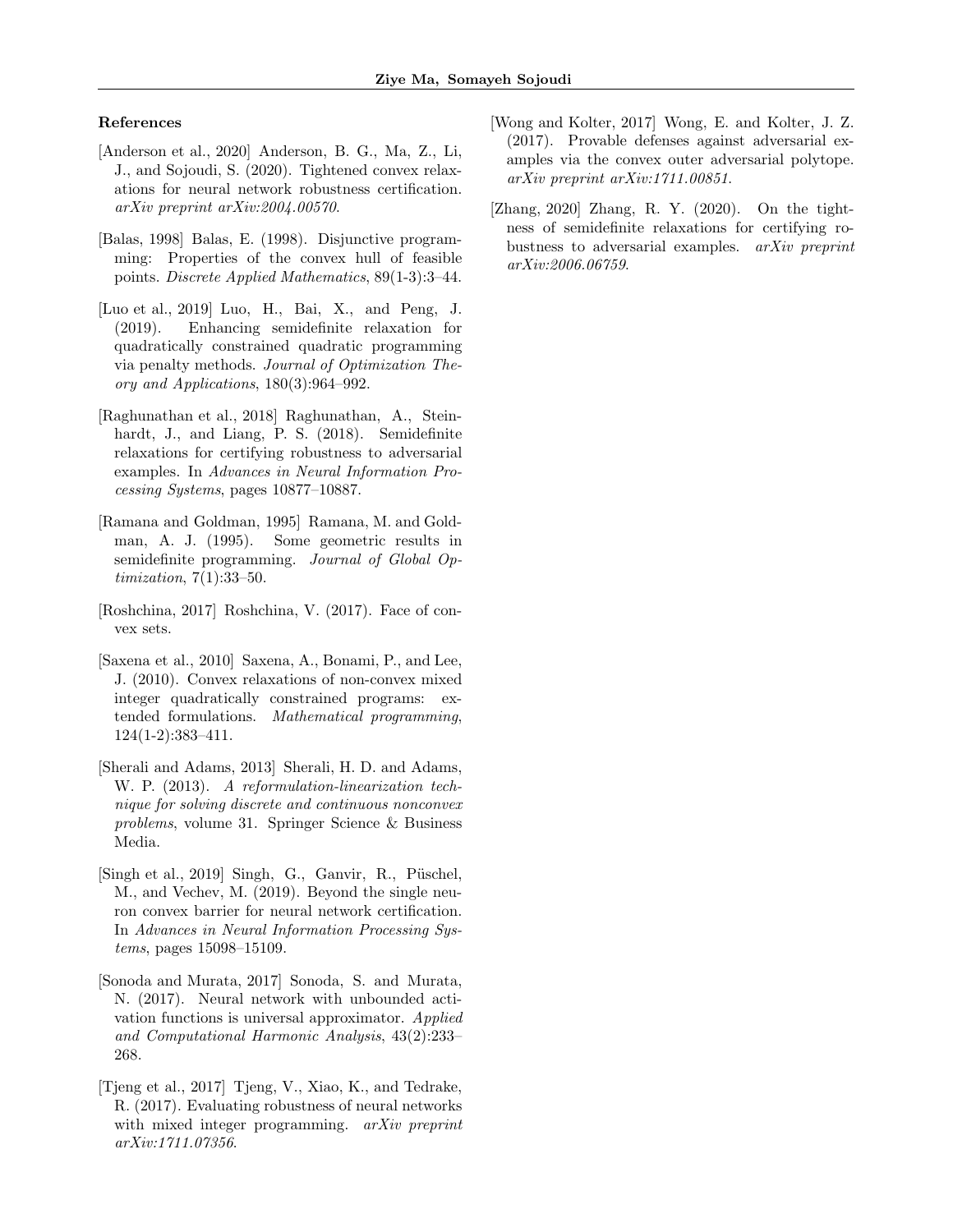## References

[Anderson et al., 2020] Anderson, B. G., Ma, Z., Li, J., and Sojoudi, S. (2020). Tightened convex relaxations for neural network robustness certification. *arXiv preprint arXiv:2004.00570*.

[Balas, 1998] Balas, E. (1998). Disjunctive programming: Properties of the convex hull of feasible points. *Discrete Applied Mathematics*, 89(1-3):3–44.

[Luo et al., 2019] Luo, H., Bai, X., and Peng, J. (2019). Enhancing semidefinite relaxation for quadratically constrained quadratic programming via penalty methods. *Journal of Optimization Theory and Applications*, 180(3):964–992.

[Raghunathan et al., 2018] Raghunathan, A., Steinhardt, J., and Liang, P. S. (2018). Semidefinite relaxations for certifying robustness to adversarial examples. In *Advances in Neural Information Processing Systems*, pages 10877–10887.

[Ramana and Goldman, 1995] Ramana, M. and Goldman, A. J. (1995). Some geometric results in semidefinite programming. *Journal of Global Optimization*, 7(1):33–50.

[Roshchina, 2017] Roshchina, V. (2017). Face of convex sets.

[Saxena et al., 2010] Saxena, A., Bonami, P., and Lee, J. (2010). Convex relaxations of non-convex mixed integer quadratically constrained programs: extended formulations. *Mathematical programming*, 124(1-2):383–411.

[Sherali and Adams, 2013] Sherali, H. D. and Adams, W. P. (2013). *A reformulation-linearization technique for solving discrete and continuous nonconvex problems*, volume 31. Springer Science & Business Media.

[Singh et al., 2019] Singh, G., Ganvir, R., Püschel, M., and Vechev, M. (2019). Beyond the single neuron convex barrier for neural network certification. In *Advances in Neural Information Processing Systems*, pages 15098–15109.

[Sonoda and Murata, 2017] Sonoda, S. and Murata, N. (2017). Neural network with unbounded activation functions is universal approximator. *Applied and Computational Harmonic Analysis*, 43(2):233–268.

[Tjeng et al., 2017] Tjeng, V., Xiao, K., and Tedrake, R. (2017). Evaluating robustness of neural networks with mixed integer programming. *arXiv preprint arXiv:1711.07356*.

[Wong and Kolter, 2017] Wong, E. and Kolter, J. Z. (2017). Provable defenses against adversarial examples via the convex outer adversarial polytope. *arXiv preprint arXiv:1711.00851*.

[Zhang, 2020] Zhang, R. Y. (2020). On the tightness of semidefinite relaxations for certifying robustness to adversarial examples. *arXiv preprint arXiv:2006.06759*.